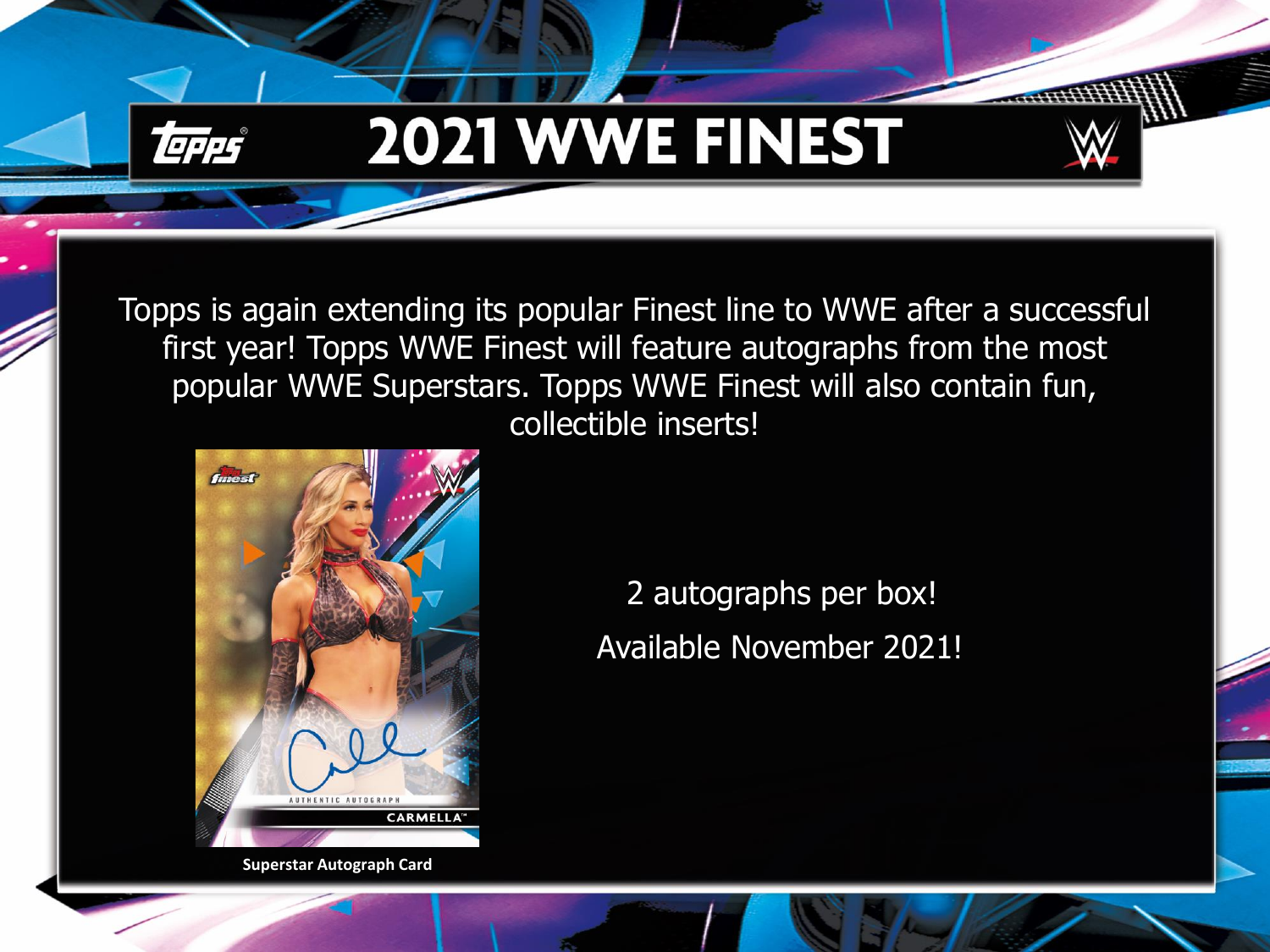# 2021 WWE FINEST

Topps is again extending its popular Finest line to WWE after a successful first year! Topps WWE Finest will feature autographs from the most popular WWE Superstars. Topps WWE Finest will also contain fun, collectible inserts!

2 autographs per box!

Available November 2021!

Superstar Autograph Card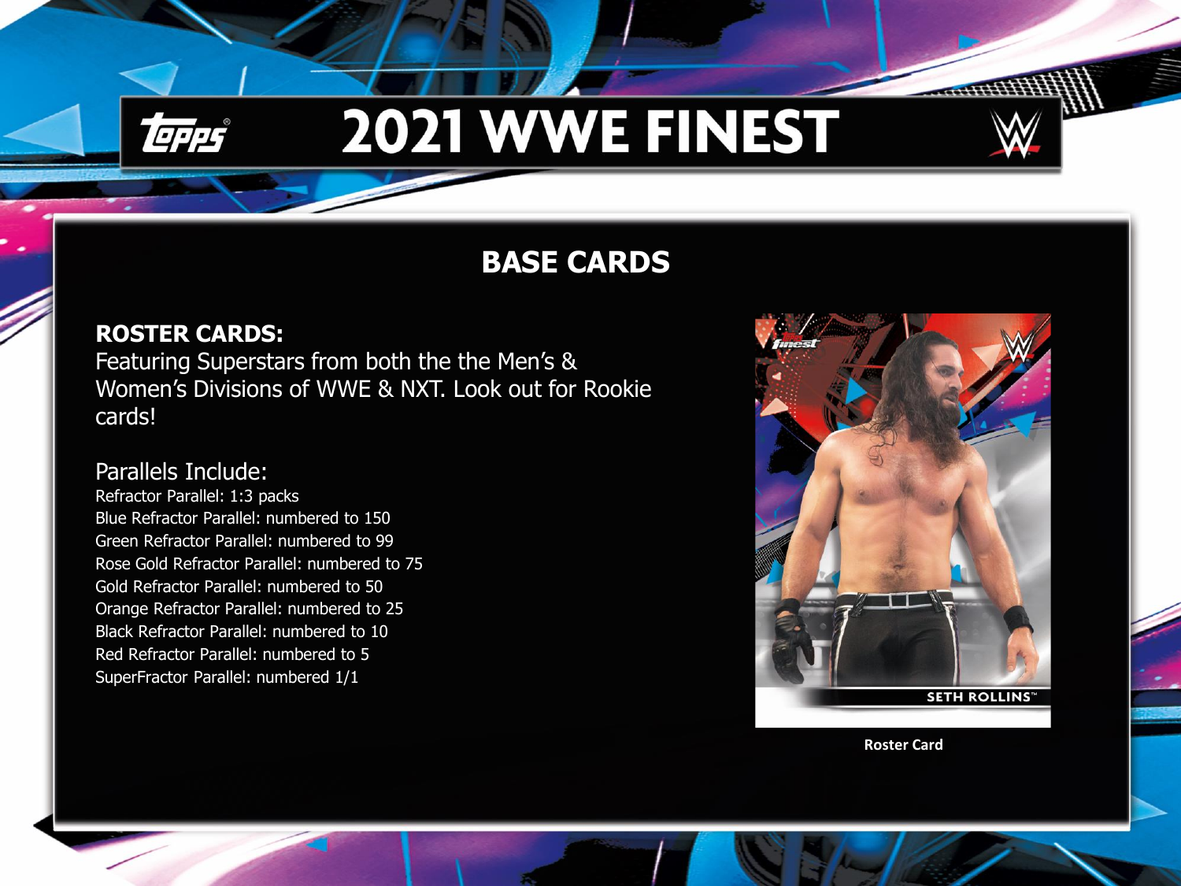# 2021 WWE FINEST

## BASE CARDS

**ROSTER CARDS:**
Featuring Superstars from both the the Men's & Women's Divisions of WWE & NXT. Look out for Rookie cards!

Parallels Include:
Refractor Parallel: 1:3 packs
Blue Refractor Parallel: numbered to 150
Green Refractor Parallel: numbered to 99
Rose Gold Refractor Parallel: numbered to 75
Gold Refractor Parallel: numbered to 50
Orange Refractor Parallel: numbered to 25
Black Refractor Parallel: numbered to 10
Red Refractor Parallel: numbered to 5
SuperFractor Parallel: numbered 1/1

**Roster Card**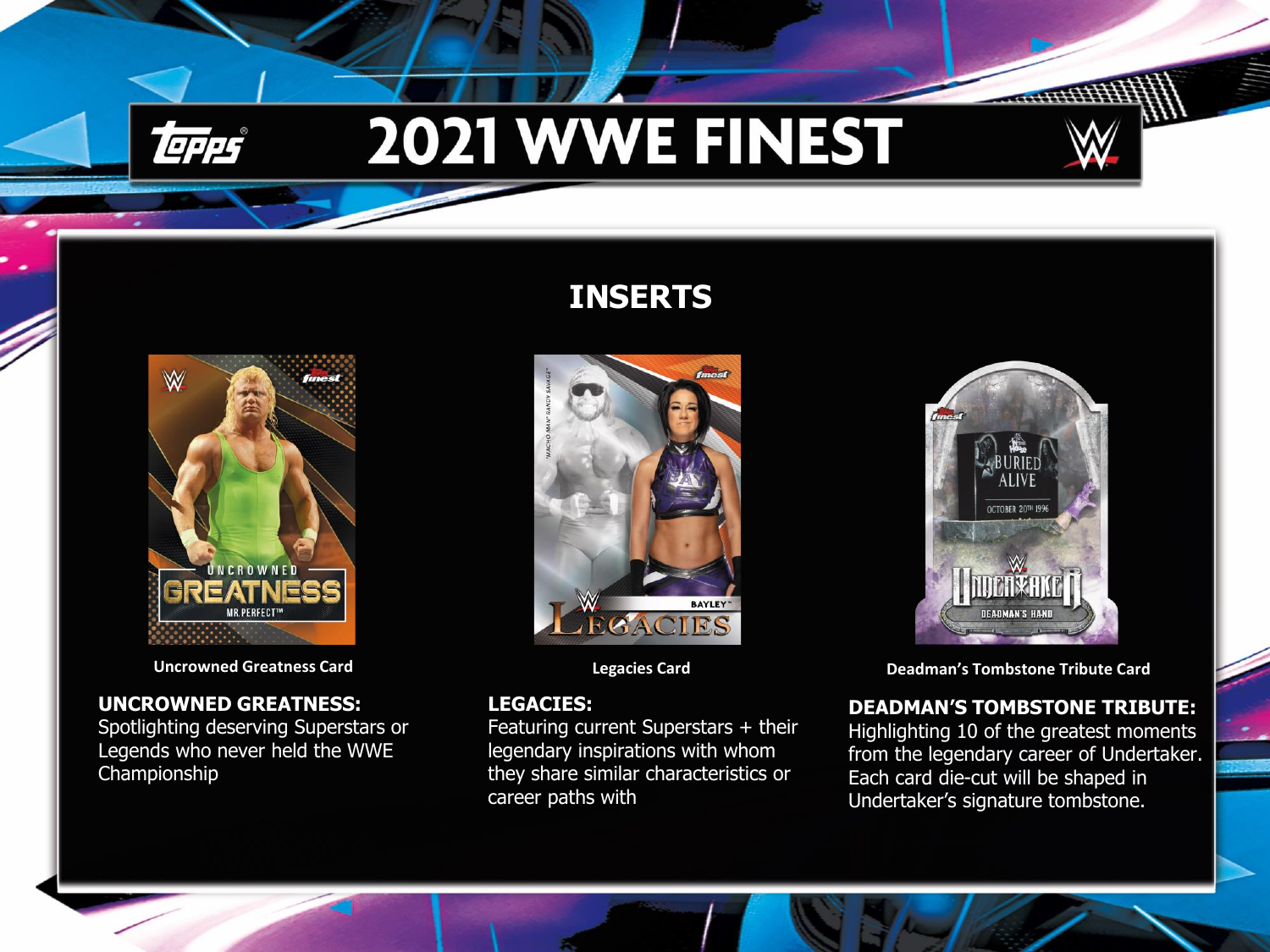# 2021 WWE FINEST

## INSERTS

Uncrowned Greatness Card

**UNCROWNED GREATNESS:**
Spotlighting deserving Superstars or Legends who never held the WWE Championship

Legacies Card

**LEGACIES:**
Featuring current Superstars + their legendary inspirations with whom they share similar characteristics or career paths with

Deadman's Tombstone Tribute Card

**DEADMAN'S TOMBSTONE TRIBUTE:**
Highlighting 10 of the greatest moments from the legendary career of Undertaker. Each card die-cut will be shaped in Undertaker's signature tombstone.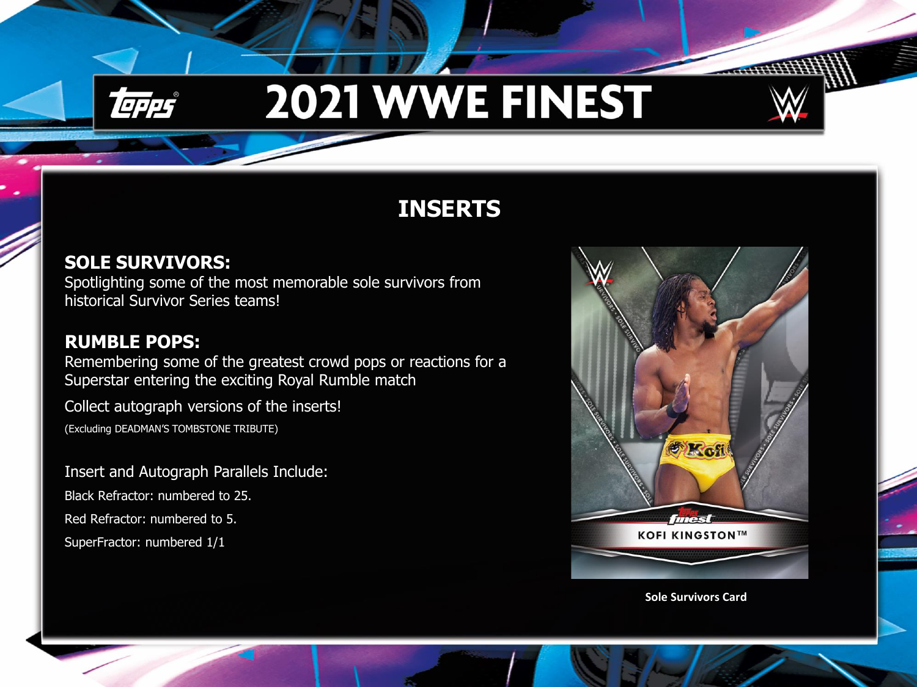# 2021 WWE FINEST

## INSERTS

**SOLE SURVIVORS:**
Spotlighting some of the most memorable sole survivors from historical Survivor Series teams!

**RUMBLE POPS:**
Remembering some of the greatest crowd pops or reactions for a Superstar entering the exciting Royal Rumble match

Collect autograph versions of the inserts!

(Excluding DEADMAN'S TOMBSTONE TRIBUTE)

Insert and Autograph Parallels Include:

Black Refractor: numbered to 25.

Red Refractor: numbered to 5.

SuperFractor: numbered 1/1

Sole Survivors Card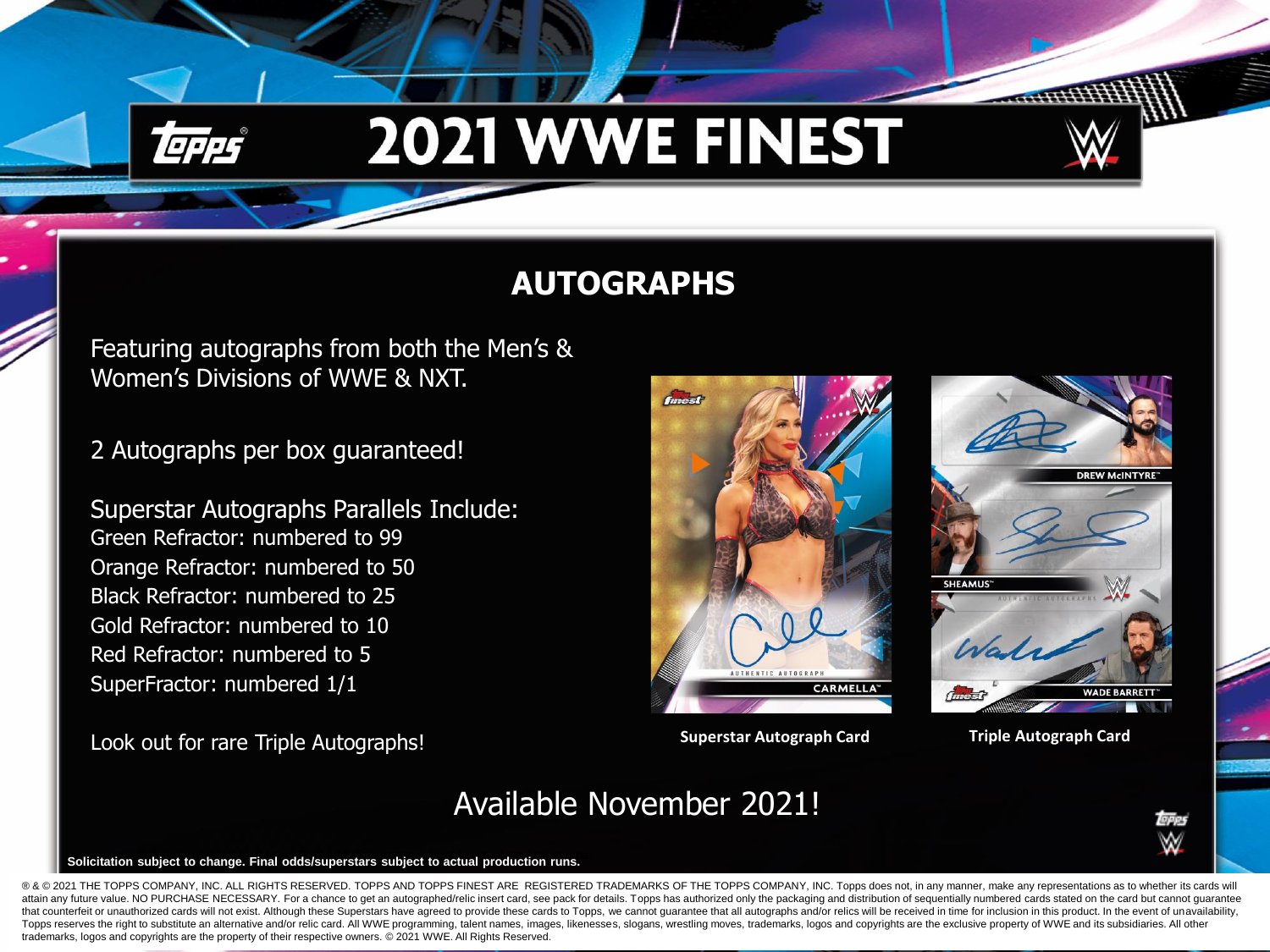# 2021 WWE FINEST

## AUTOGRAPHS

Featuring autographs from both the Men's & Women's Divisions of WWE & NXT.

2 Autographs per box guaranteed!

Superstar Autographs Parallels Include:
Green Refractor: numbered to 99
Orange Refractor: numbered to 50
Black Refractor: numbered to 25
Gold Refractor: numbered to 10
Red Refractor: numbered to 5
SuperFractor: numbered 1/1

Look out for rare Triple Autographs!

**Superstar Autograph Card**

**Triple Autograph Card**

Available November 2021!

**Solicitation subject to change. Final odds/superstars subject to actual production runs.**

® & © 2021 THE TOPPS COMPANY, INC. ALL RIGHTS RESERVED. TOPPS AND TOPPS FINEST ARE REGISTERED TRADEMARKS OF THE TOPPS COMPANY, INC. Topps does not, in any manner, make any representations as to whether its cards will attain any future value. NO PURCHASE NECESSARY. For a chance to get an autographed/relic insert card, see pack for details. Topps has authorized only the packaging and distribution of sequentially numbered cards stated on the card but cannot guarantee that counterfeit or unauthorized cards will not exist. Although these Superstars have agreed to provide these cards to Topps, we cannot guarantee that all autographs and/or relics will be received in time for inclusion in this product. In the event of unavailability, Topps reserves the right to substitute an alternative and/or relic card. All WWE programming, talent names, images, likenesses, slogans, wrestling moves, trademarks, logos and copyrights are the exclusive property of WWE and its subsidiaries. All other trademarks, logos and copyrights are the property of their respective owners. © 2021 WWE. All Rights Reserved.